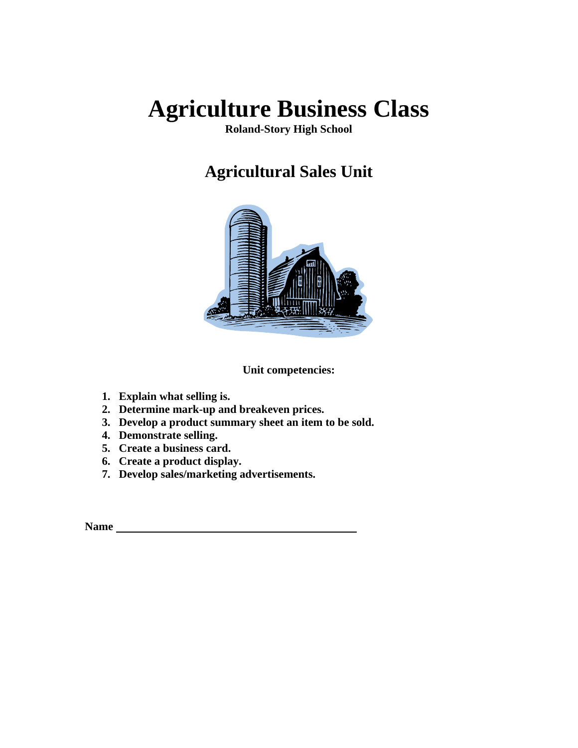# Agriculture Business Class

**Roland-Story High School**

## Agricultural Sales Unit

**Unit competencies:**

1. **Explain what selling is.**
2. **Determine mark-up and breakeven prices.**
3. **Develop a product summary sheet an item to be sold.**
4. **Demonstrate selling.**
5. **Create a business card.**
6. **Create a product display.**
7. **Develop sales/marketing advertisements.**

**Name** ________________________________________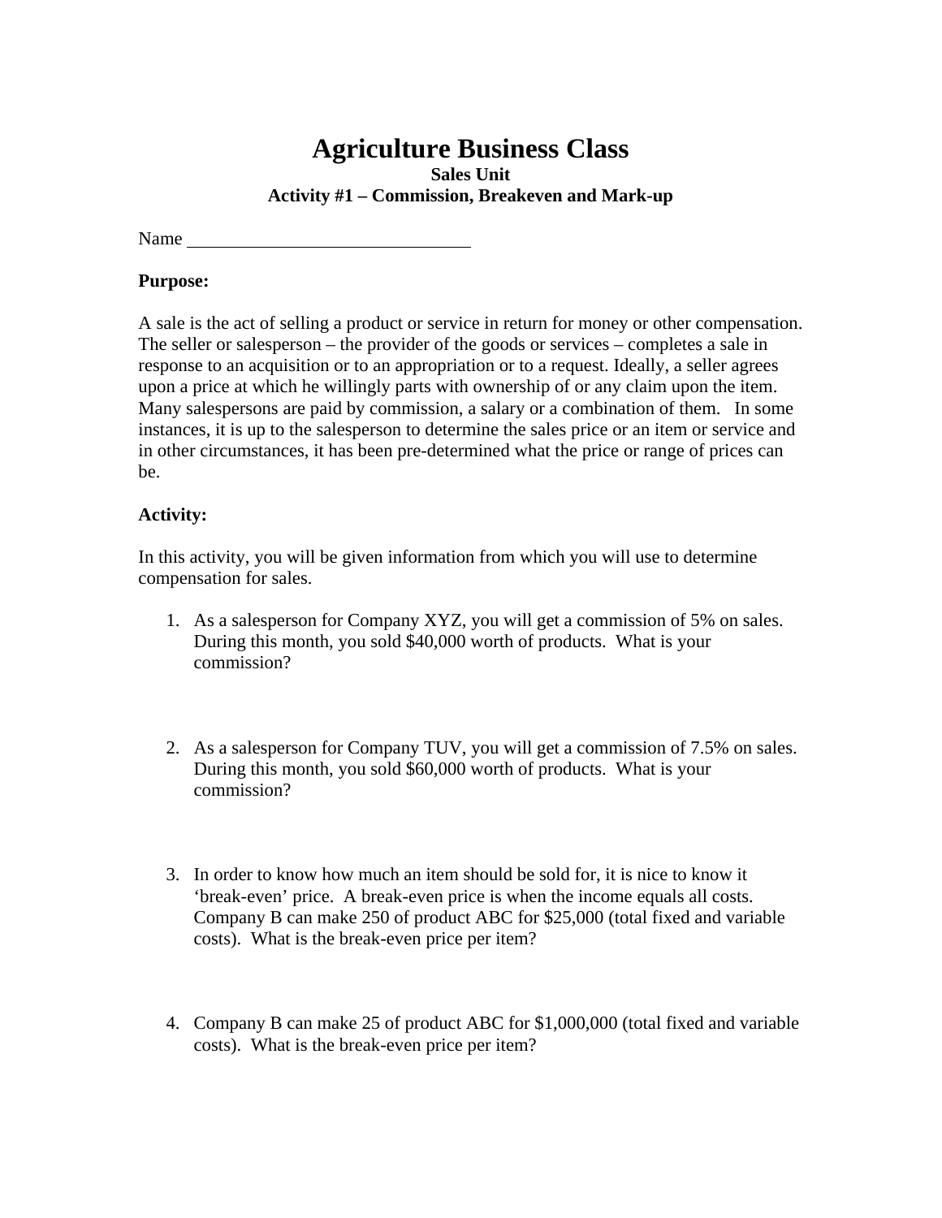# Agriculture Business Class

**Sales Unit**

**Activity #1 – Commission, Breakeven and Mark-up**

Name ______________________________

**Purpose:**

A sale is the act of selling a product or service in return for money or other compensation. The seller or salesperson – the provider of the goods or services – completes a sale in response to an acquisition or to an appropriation or to a request. Ideally, a seller agrees upon a price at which he willingly parts with ownership of or any claim upon the item. Many salespersons are paid by commission, a salary or a combination of them. In some instances, it is up to the salesperson to determine the sales price or an item or service and in other circumstances, it has been pre-determined what the price or range of prices can be.

**Activity:**

In this activity, you will be given information from which you will use to determine compensation for sales.

1. As a salesperson for Company XYZ, you will get a commission of 5% on sales. During this month, you sold $40,000 worth of products. What is your commission?

2. As a salesperson for Company TUV, you will get a commission of 7.5% on sales. During this month, you sold $60,000 worth of products. What is your commission?

3. In order to know how much an item should be sold for, it is nice to know it 'break-even' price. A break-even price is when the income equals all costs. Company B can make 250 of product ABC for $25,000 (total fixed and variable costs). What is the break-even price per item?

4. Company B can make 25 of product ABC for $1,000,000 (total fixed and variable costs). What is the break-even price per item?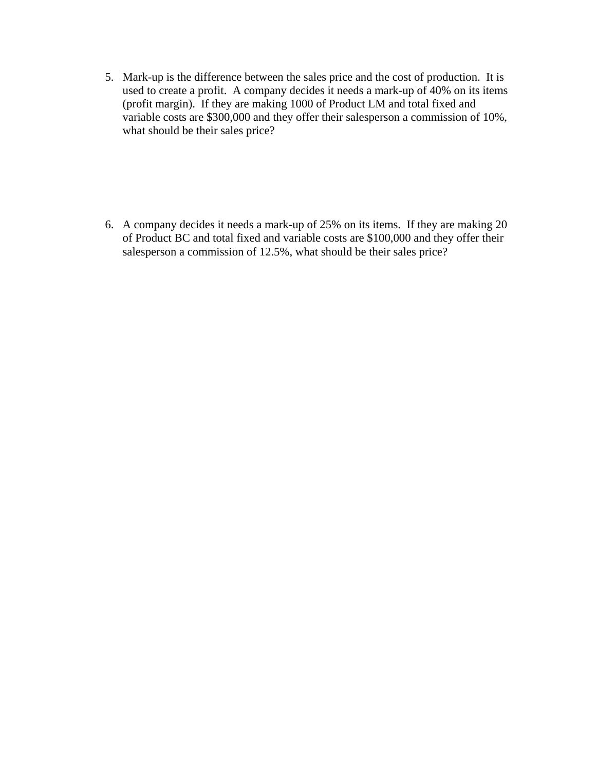5. Mark-up is the difference between the sales price and the cost of production. It is used to create a profit. A company decides it needs a mark-up of 40% on its items (profit margin). If they are making 1000 of Product LM and total fixed and variable costs are $300,000 and they offer their salesperson a commission of 10%, what should be their sales price?

6. A company decides it needs a mark-up of 25% on its items. If they are making 20 of Product BC and total fixed and variable costs are $100,000 and they offer their salesperson a commission of 12.5%, what should be their sales price?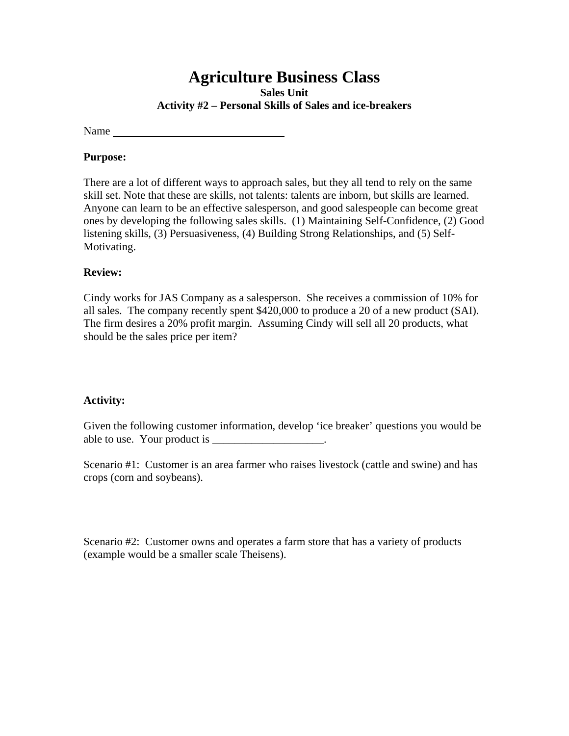# Agriculture Business Class

**Sales Unit**

**Activity #2 – Personal Skills of Sales and ice-breakers**

Name ________________________________

**Purpose:**

There are a lot of different ways to approach sales, but they all tend to rely on the same skill set. Note that these are skills, not talents: talents are inborn, but skills are learned. Anyone can learn to be an effective salesperson, and good salespeople can become great ones by developing the following sales skills. (1) Maintaining Self-Confidence, (2) Good listening skills, (3) Persuasiveness, (4) Building Strong Relationships, and (5) Self-Motivating.

**Review:**

Cindy works for JAS Company as a salesperson. She receives a commission of 10% for all sales. The company recently spent $420,000 to produce a 20 of a new product (SAI). The firm desires a 20% profit margin. Assuming Cindy will sell all 20 products, what should be the sales price per item?

**Activity:**

Given the following customer information, develop 'ice breaker' questions you would be able to use. Your product is ____________________.

Scenario #1: Customer is an area farmer who raises livestock (cattle and swine) and has crops (corn and soybeans).

Scenario #2: Customer owns and operates a farm store that has a variety of products (example would be a smaller scale Theisens).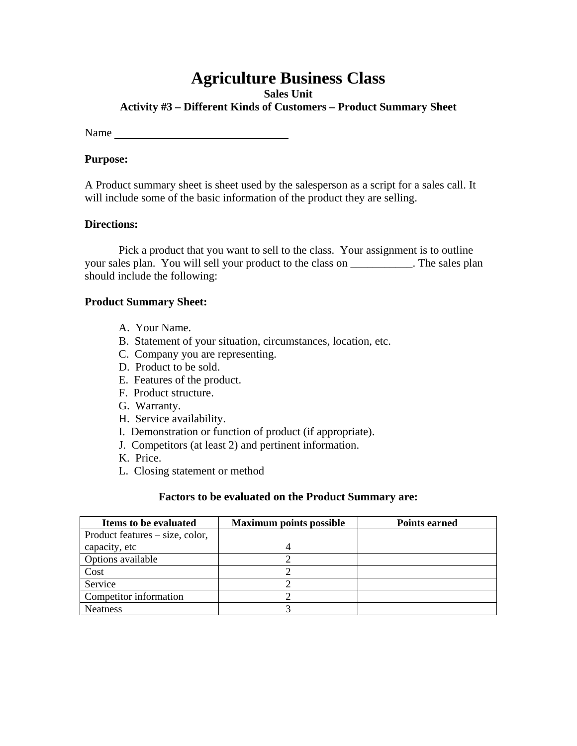# Agriculture Business Class

### Sales Unit

### Activity #3 – Different Kinds of Customers – Product Summary Sheet

Name ______________________________

**Purpose:**

A Product summary sheet is sheet used by the salesperson as a script for a sales call. It will include some of the basic information of the product they are selling.

**Directions:**

Pick a product that you want to sell to the class. Your assignment is to outline your sales plan. You will sell your product to the class on ___________. The sales plan should include the following:

**Product Summary Sheet:**

A. Your Name.
B. Statement of your situation, circumstances, location, etc.
C. Company you are representing.
D. Product to be sold.
E. Features of the product.
F. Product structure.
G. Warranty.
H. Service availability.
I. Demonstration or function of product (if appropriate).
J. Competitors (at least 2) and pertinent information.
K. Price.
L. Closing statement or method

**Factors to be evaluated on the Product Summary are:**

| Items to be evaluated | Maximum points possible | Points earned |
|---|---|---|
| Product features – size, color, capacity, etc | 4 | |
| Options available | 2 | |
| Cost | 2 | |
| Service | 2 | |
| Competitor information | 2 | |
| Neatness | 3 | |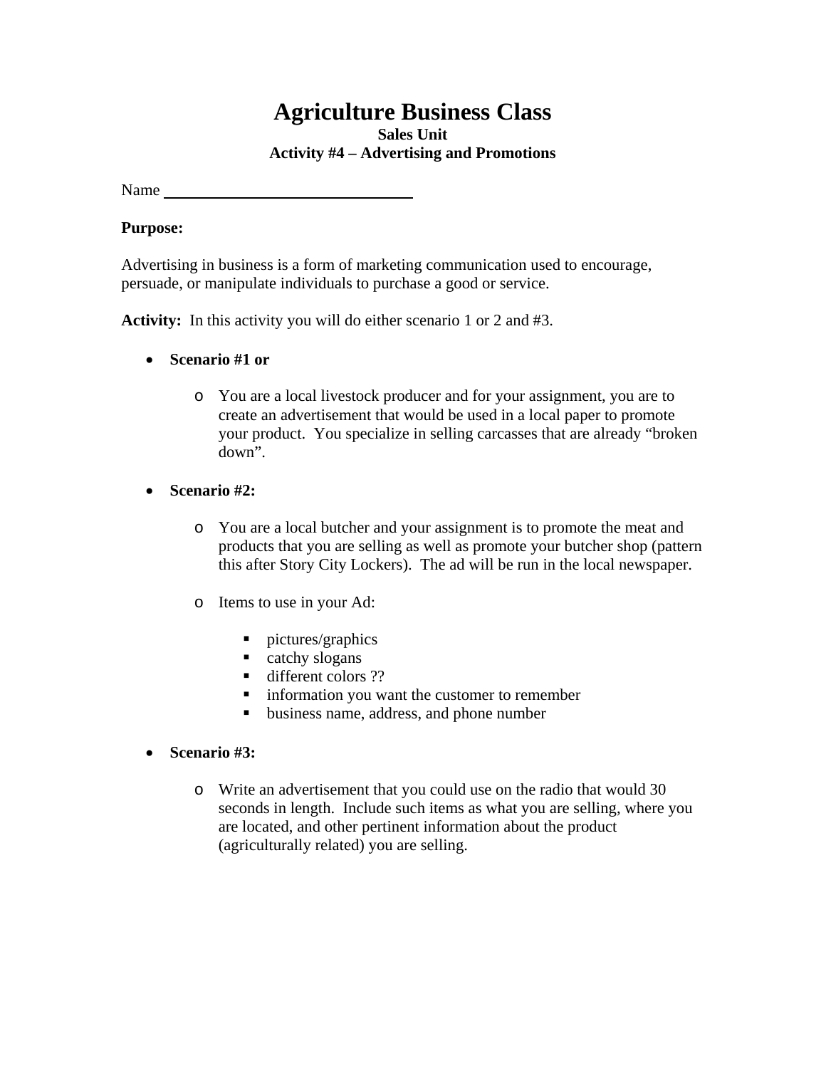# Agriculture Business Class

**Sales Unit**

**Activity #4 – Advertising and Promotions**

Name ______________________________

**Purpose:**

Advertising in business is a form of marketing communication used to encourage, persuade, or manipulate individuals to purchase a good or service.

**Activity:** In this activity you will do either scenario 1 or 2 and #3.

- **Scenario #1 or**
    - You are a local livestock producer and for your assignment, you are to create an advertisement that would be used in a local paper to promote your product. You specialize in selling carcasses that are already "broken down".
- **Scenario #2:**
    - You are a local butcher and your assignment is to promote the meat and products that you are selling as well as promote your butcher shop (pattern this after Story City Lockers). The ad will be run in the local newspaper.
    - Items to use in your Ad:
        - pictures/graphics
        - catchy slogans
        - different colors ??
        - information you want the customer to remember
        - business name, address, and phone number
- **Scenario #3:**
    - Write an advertisement that you could use on the radio that would 30 seconds in length. Include such items as what you are selling, where you are located, and other pertinent information about the product (agriculturally related) you are selling.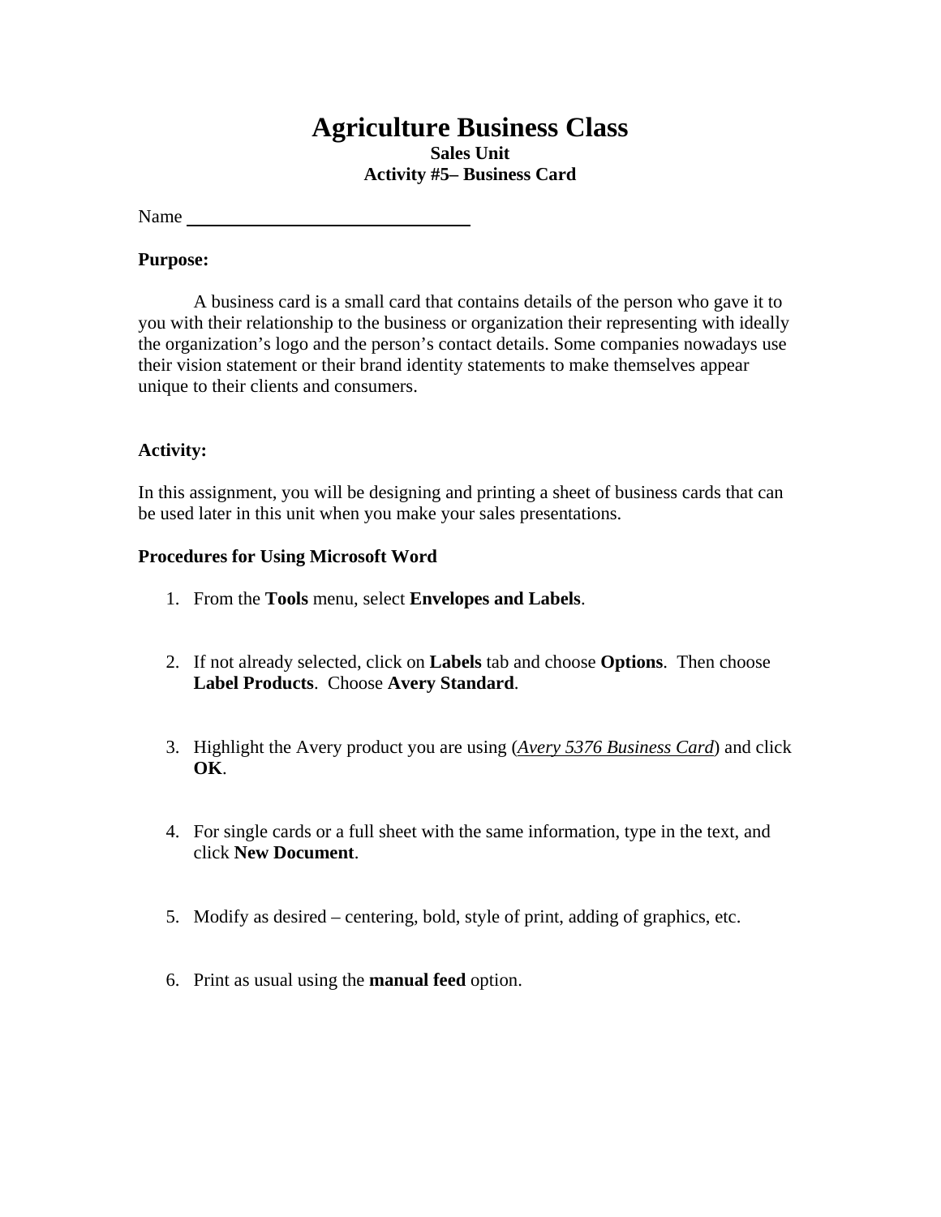# Agriculture Business Class

**Sales Unit**

**Activity #5– Business Card**

Name ______________________________

**Purpose:**

A business card is a small card that contains details of the person who gave it to you with their relationship to the business or organization their representing with ideally the organization's logo and the person's contact details. Some companies nowadays use their vision statement or their brand identity statements to make themselves appear unique to their clients and consumers.

**Activity:**

In this assignment, you will be designing and printing a sheet of business cards that can be used later in this unit when you make your sales presentations.

**Procedures for Using Microsoft Word**

1. From the **Tools** menu, select **Envelopes and Labels**.
2. If not already selected, click on **Labels** tab and choose **Options**. Then choose **Label Products**. Choose **Avery Standard**.
3. Highlight the Avery product you are using (*Avery 5376 Business Card*) and click **OK**.
4. For single cards or a full sheet with the same information, type in the text, and click **New Document**.
5. Modify as desired – centering, bold, style of print, adding of graphics, etc.
6. Print as usual using the **manual feed** option.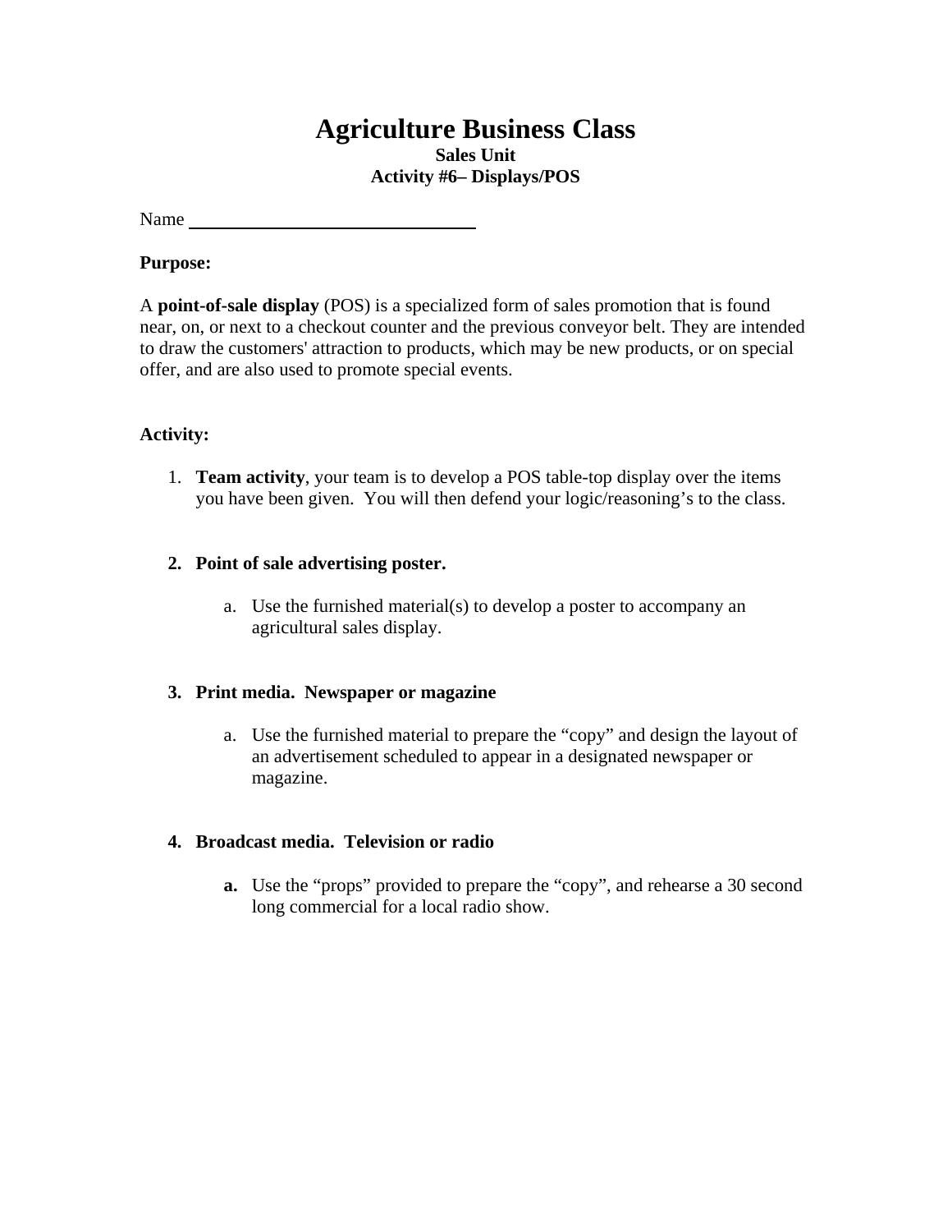# Agriculture Business Class

**Sales Unit**

**Activity #6– Displays/POS**

Name ______________________________

**Purpose:**

A **point-of-sale display** (POS) is a specialized form of sales promotion that is found near, on, or next to a checkout counter and the previous conveyor belt. They are intended to draw the customers' attraction to products, which may be new products, or on special offer, and are also used to promote special events.

**Activity:**

1. **Team activity**, your team is to develop a POS table-top display over the items you have been given. You will then defend your logic/reasoning's to the class.

2. **Point of sale advertising poster.**

    a. Use the furnished material(s) to develop a poster to accompany an agricultural sales display.

3. **Print media. Newspaper or magazine**

    a. Use the furnished material to prepare the "copy" and design the layout of an advertisement scheduled to appear in a designated newspaper or magazine.

4. **Broadcast media. Television or radio**

    **a.** Use the "props" provided to prepare the "copy", and rehearse a 30 second long commercial for a local radio show.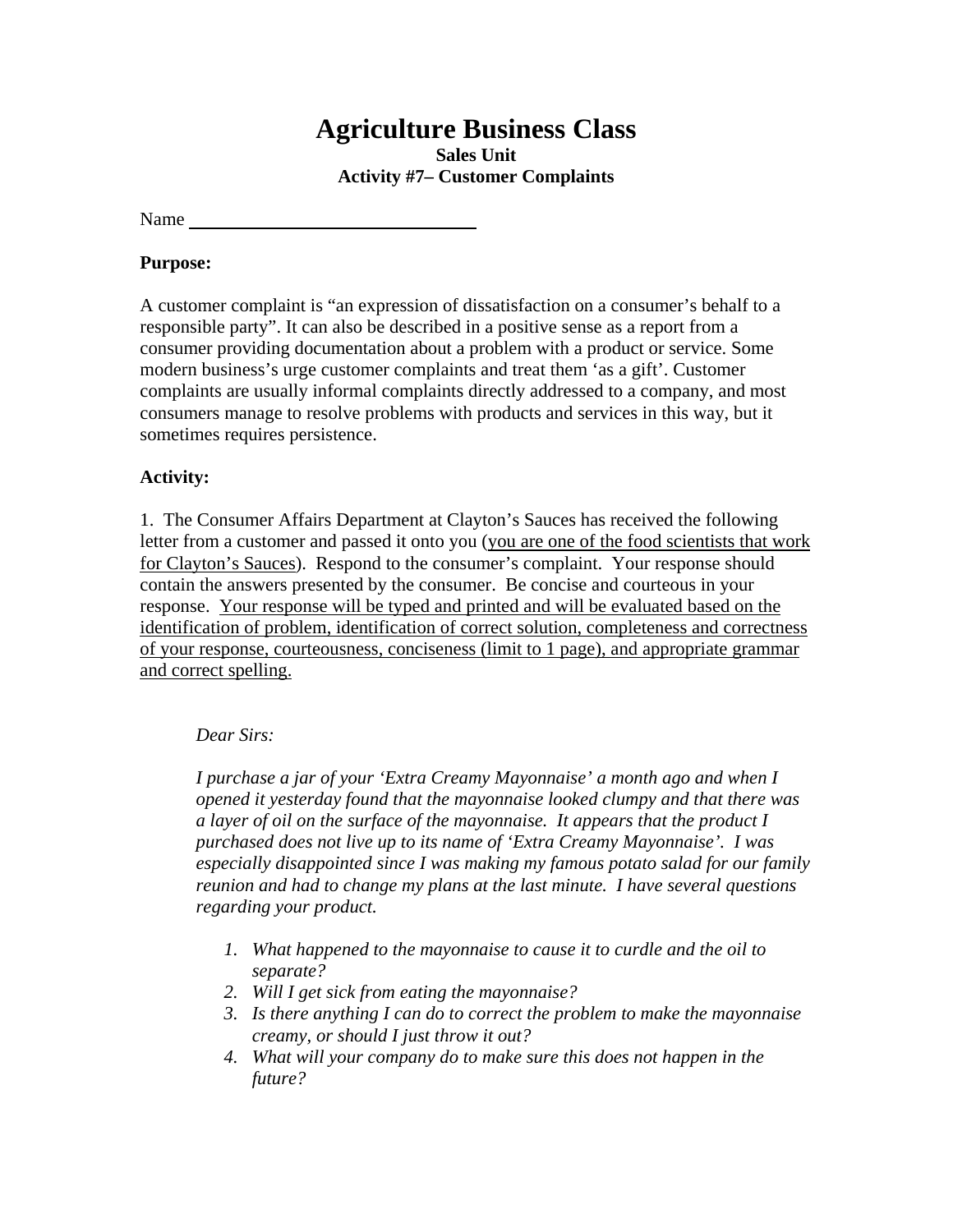# Agriculture Business Class

**Sales Unit**

**Activity #7– Customer Complaints**

Name ______________________________

**Purpose:**

A customer complaint is "an expression of dissatisfaction on a consumer's behalf to a responsible party". It can also be described in a positive sense as a report from a consumer providing documentation about a problem with a product or service. Some modern business's urge customer complaints and treat them 'as a gift'. Customer complaints are usually informal complaints directly addressed to a company, and most consumers manage to resolve problems with products and services in this way, but it sometimes requires persistence.

**Activity:**

1. The Consumer Affairs Department at Clayton's Sauces has received the following letter from a customer and passed it onto you (<u>you are one of the food scientists that work for Clayton's Sauces</u>). Respond to the consumer's complaint. Your response should contain the answers presented by the consumer. Be concise and courteous in your response. <u>Your response will be typed and printed and will be evaluated based on the identification of problem, identification of correct solution, completeness and correctness of your response, courteousness, conciseness (limit to 1 page), and appropriate grammar and correct spelling.</u>

> *Dear Sirs:*
>
> *I purchase a jar of your 'Extra Creamy Mayonnaise' a month ago and when I opened it yesterday found that the mayonnaise looked clumpy and that there was a layer of oil on the surface of the mayonnaise. It appears that the product I purchased does not live up to its name of 'Extra Creamy Mayonnaise'. I was especially disappointed since I was making my famous potato salad for our family reunion and had to change my plans at the last minute. I have several questions regarding your product.*
>
> 1. *What happened to the mayonnaise to cause it to curdle and the oil to separate?*
> 2. *Will I get sick from eating the mayonnaise?*
> 3. *Is there anything I can do to correct the problem to make the mayonnaise creamy, or should I just throw it out?*
> 4. *What will your company do to make sure this does not happen in the future?*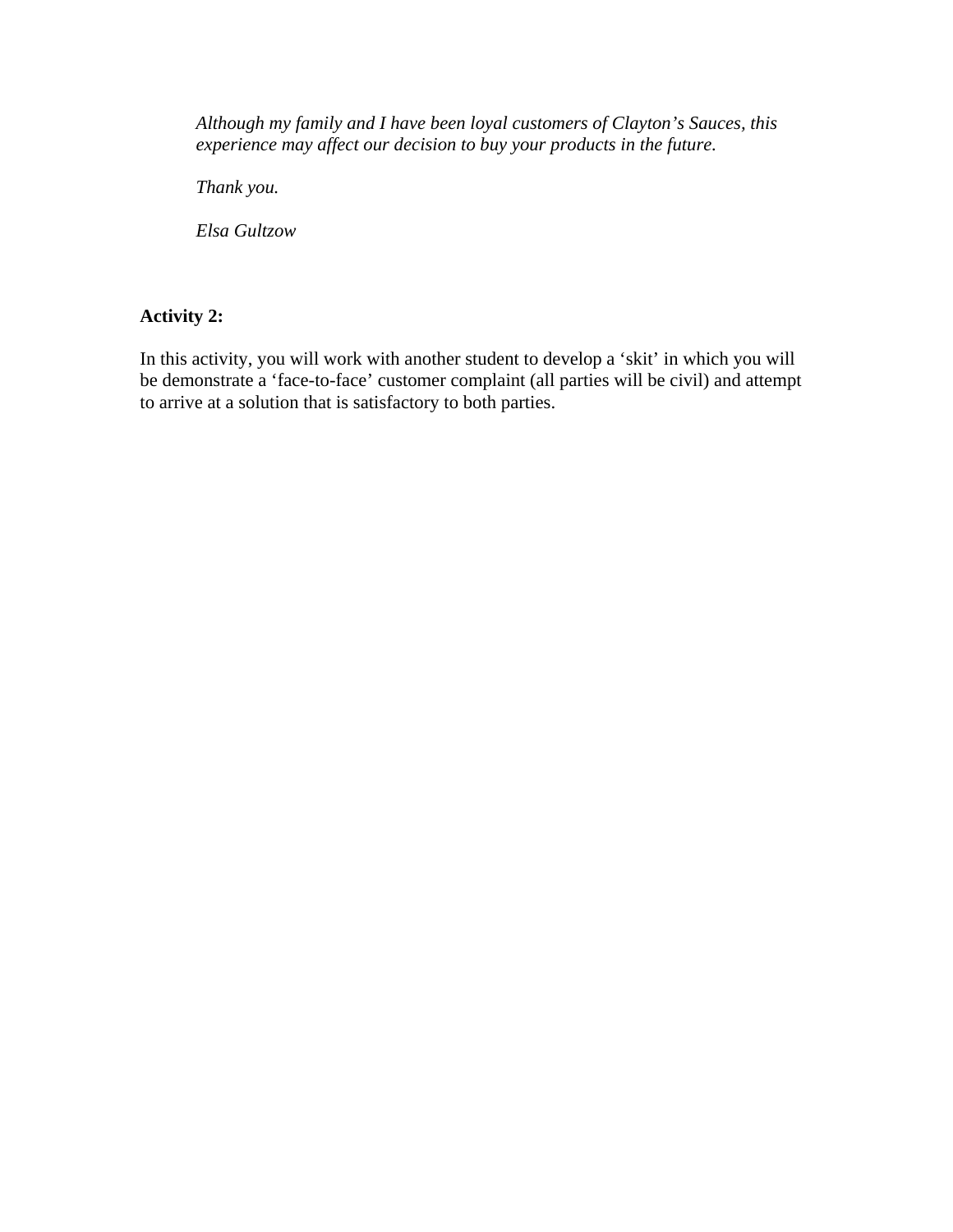*Although my family and I have been loyal customers of Clayton's Sauces, this experience may affect our decision to buy your products in the future.*

*Thank you.*

*Elsa Gultzow*

**Activity 2:**

In this activity, you will work with another student to develop a 'skit' in which you will be demonstrate a 'face-to-face' customer complaint (all parties will be civil) and attempt to arrive at a solution that is satisfactory to both parties.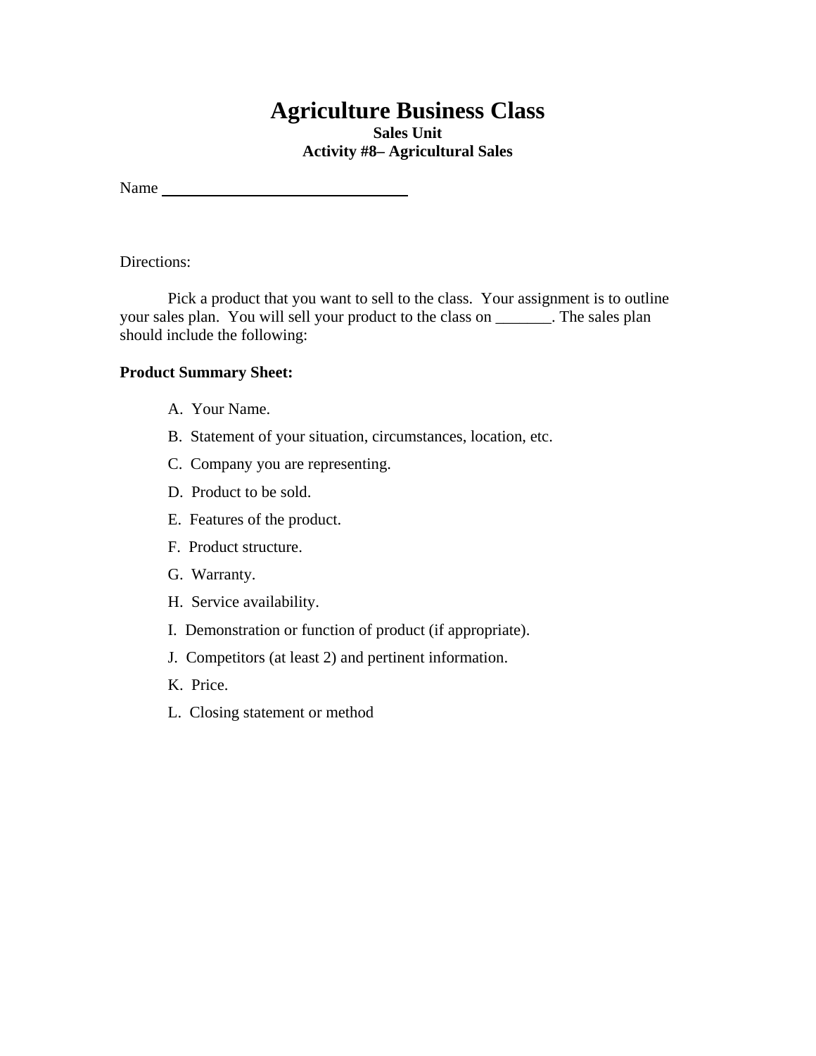# Agriculture Business Class

**Sales Unit**

**Activity #8– Agricultural Sales**

Name ______________________________

Directions:

Pick a product that you want to sell to the class. Your assignment is to outline your sales plan. You will sell your product to the class on _______. The sales plan should include the following:

**Product Summary Sheet:**

A. Your Name.

B. Statement of your situation, circumstances, location, etc.

C. Company you are representing.

D. Product to be sold.

E. Features of the product.

F. Product structure.

G. Warranty.

H. Service availability.

I. Demonstration or function of product (if appropriate).

J. Competitors (at least 2) and pertinent information.

K. Price.

L. Closing statement or method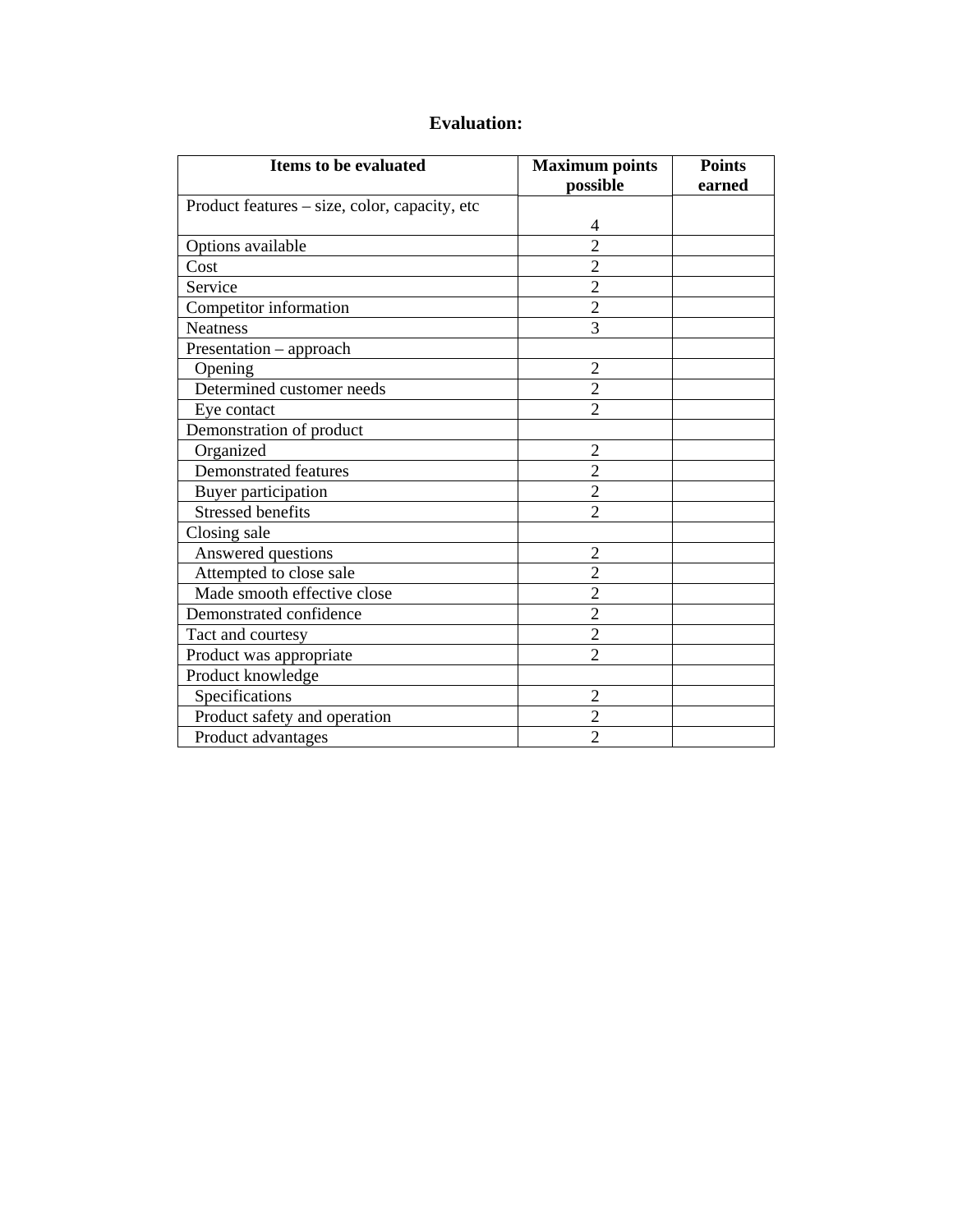# Evaluation:

| Items to be evaluated | Maximum points possible | Points earned |
|---|---|---|
| Product features – size, color, capacity, etc | 4 | |
| Options available | 2 | |
| Cost | 2 | |
| Service | 2 | |
| Competitor information | 2 | |
| Neatness | 3 | |
| Presentation – approach | | |
| Opening | 2 | |
| Determined customer needs | 2 | |
| Eye contact | 2 | |
| Demonstration of product | | |
| Organized | 2 | |
| Demonstrated features | 2 | |
| Buyer participation | 2 | |
| Stressed benefits | 2 | |
| Closing sale | | |
| Answered questions | 2 | |
| Attempted to close sale | 2 | |
| Made smooth effective close | 2 | |
| Demonstrated confidence | 2 | |
| Tact and courtesy | 2 | |
| Product was appropriate | 2 | |
| Product knowledge | | |
| Specifications | 2 | |
| Product safety and operation | 2 | |
| Product advantages | 2 | |